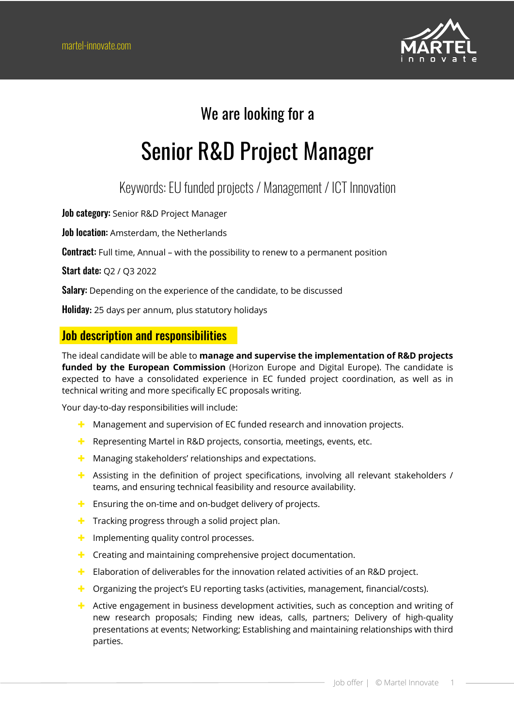martel-innovate.com

We are looking for a

# Senior R&D Project Manager

Keywords: EU funded projects / Management / ICT Innovation

**Job category:** Senior R&D Project Manager

**Job location:** Amsterdam, the Netherlands

**Contract:** Full time, Annual – with the possibility to renew to a permanent position

**Start date:** Q2 / Q3 2022

**Salary:** Depending on the experience of the candidate, to be discussed

**Holiday:** 25 days per annum, plus statutory holidays

## Job description and responsibilities

The ideal candidate will be able to **manage and supervise the implementation of R&D projects funded by the European Commission** (Horizon Europe and Digital Europe). The candidate is expected to have a consolidated experience in EC funded project coordination, as well as in technical writing and more specifically EC proposals writing.

Your day-to-day responsibilities will include:

- Management and supervision of EC funded research and innovation projects.
- Representing Martel in R&D projects, consortia, meetings, events, etc.
- Managing stakeholders' relationships and expectations.
- Assisting in the definition of project specifications, involving all relevant stakeholders / teams, and ensuring technical feasibility and resource availability.
- Ensuring the on-time and on-budget delivery of projects.
- Tracking progress through a solid project plan.
- Implementing quality control processes.
- Creating and maintaining comprehensive project documentation.
- Elaboration of deliverables for the innovation related activities of an R&D project.
- Organizing the project's EU reporting tasks (activities, management, financial/costs).
- Active engagement in business development activities, such as conception and writing of new research proposals; Finding new ideas, calls, partners; Delivery of high-quality presentations at events; Networking; Establishing and maintaining relationships with third parties.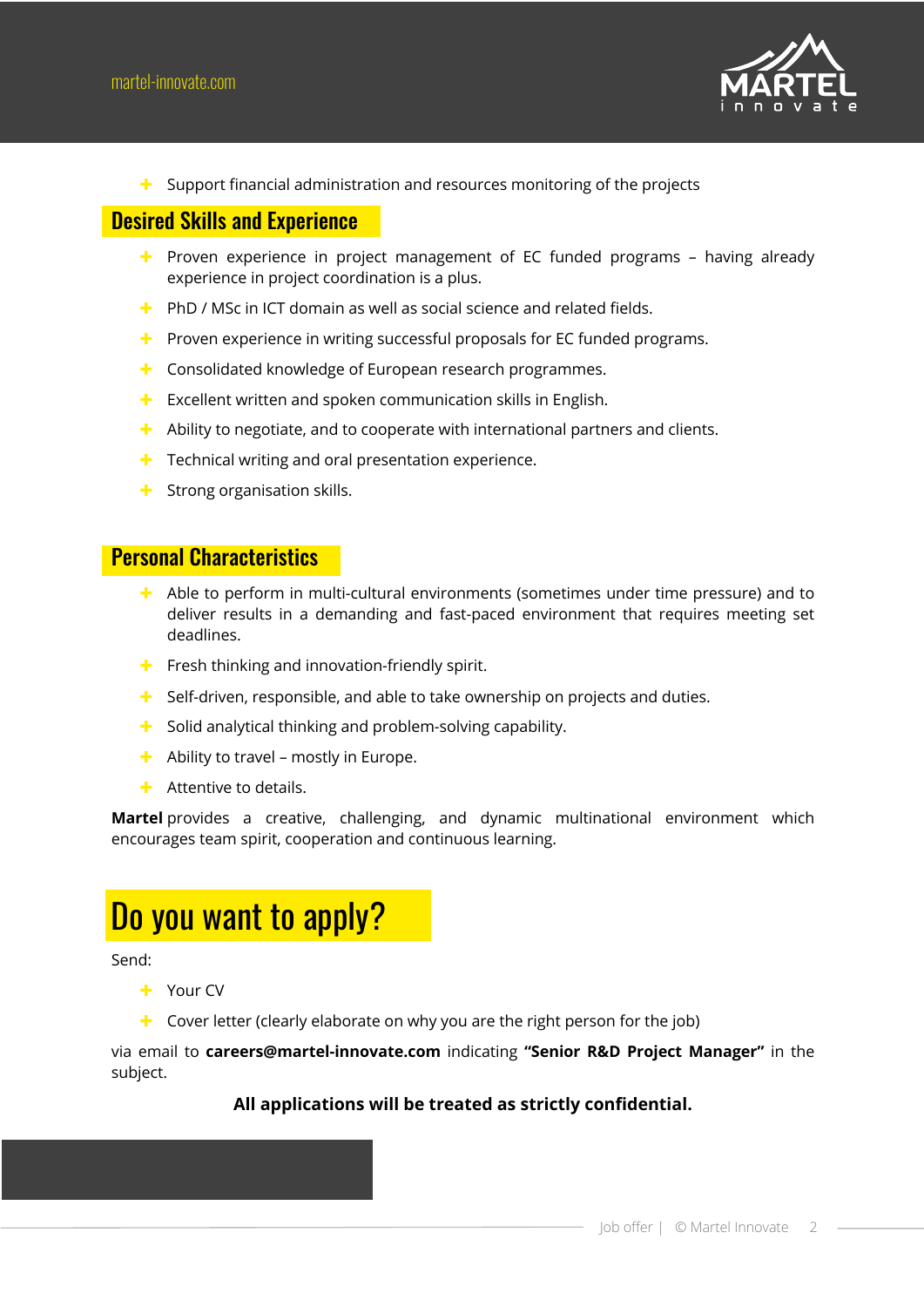- Support financial administration and resources monitoring of the projects

## Desired Skills and Experience

- Proven experience in project management of EC funded programs – having already experience in project coordination is a plus.
- PhD / MSc in ICT domain as well as social science and related fields.
- Proven experience in writing successful proposals for EC funded programs.
- Consolidated knowledge of European research programmes.
- Excellent written and spoken communication skills in English.
- Ability to negotiate, and to cooperate with international partners and clients.
- Technical writing and oral presentation experience.
- Strong organisation skills.

## Personal Characteristics

- Able to perform in multi-cultural environments (sometimes under time pressure) and to deliver results in a demanding and fast-paced environment that requires meeting set deadlines.
- Fresh thinking and innovation-friendly spirit.
- Self-driven, responsible, and able to take ownership on projects and duties.
- Solid analytical thinking and problem-solving capability.
- Ability to travel – mostly in Europe.
- Attentive to details.

**Martel** provides a creative, challenging, and dynamic multinational environment which encourages team spirit, cooperation and continuous learning.

# Do you want to apply?

Send:

- Your CV
- Cover letter (clearly elaborate on why you are the right person for the job)

via email to **careers@martel-innovate.com** indicating **"Senior R&D Project Manager"** in the subject.

**All applications will be treated as strictly confidential.**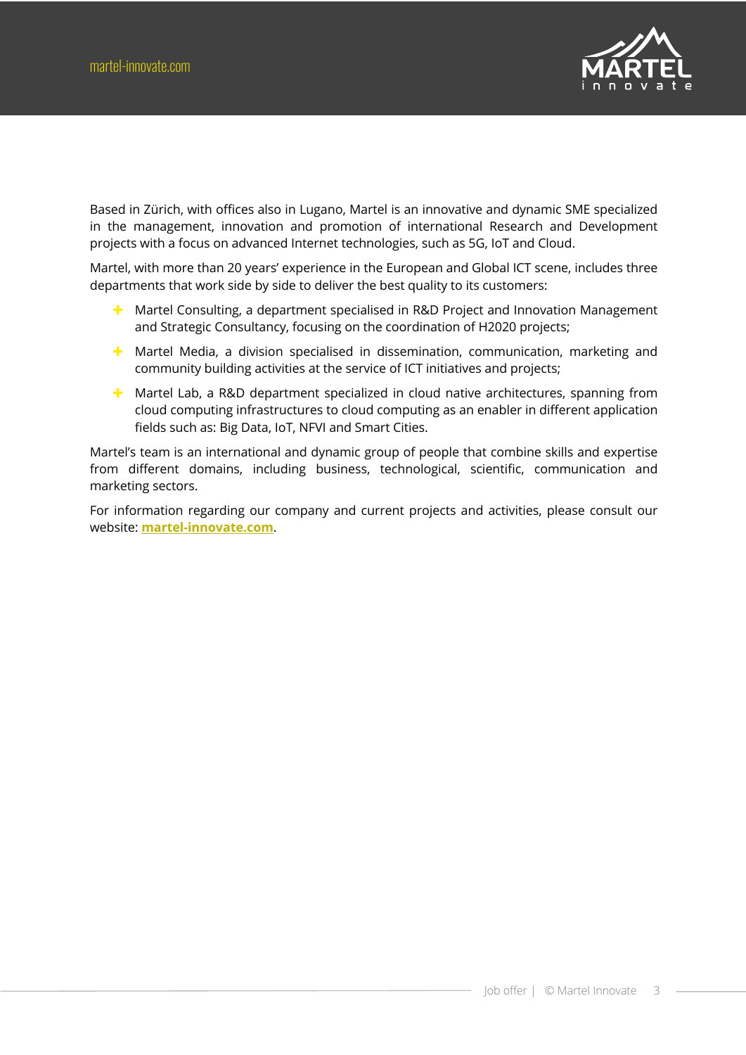Based in Zürich, with offices also in Lugano, Martel is an innovative and dynamic SME specialized in the management, innovation and promotion of international Research and Development projects with a focus on advanced Internet technologies, such as 5G, IoT and Cloud.

Martel, with more than 20 years' experience in the European and Global ICT scene, includes three departments that work side by side to deliver the best quality to its customers:

- Martel Consulting, a department specialised in R&D Project and Innovation Management and Strategic Consultancy, focusing on the coordination of H2020 projects;
- Martel Media, a division specialised in dissemination, communication, marketing and community building activities at the service of ICT initiatives and projects;
- Martel Lab, a R&D department specialized in cloud native architectures, spanning from cloud computing infrastructures to cloud computing as an enabler in different application fields such as: Big Data, IoT, NFVI and Smart Cities.

Martel's team is an international and dynamic group of people that combine skills and expertise from different domains, including business, technological, scientific, communication and marketing sectors.

For information regarding our company and current projects and activities, please consult our website: **martel-innovate.com**.